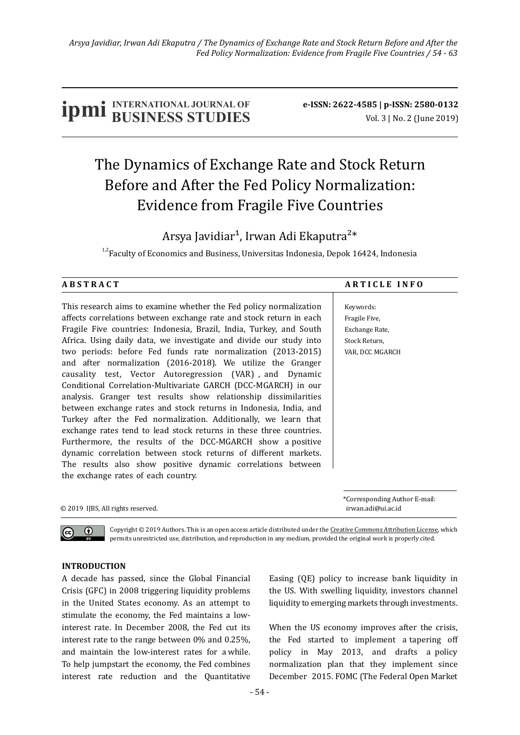**ipmi** INTERNATIONAL JOURNAL OF **BUSINESS STUDIES**

**e-ISSN: 2622-4585 | p-ISSN: 2580-0132**
Vol. 3 | No. 2 (June 2019)

# The Dynamics of Exchange Rate and Stock Return Before and After the Fed Policy Normalization: Evidence from Fragile Five Countries

Arsya Javidiar[1], Irwan Adi Ekaputra[2]*

[1,2]Faculty of Economics and Business, Universitas Indonesia, Depok 16424, Indonesia

**A B S T R A C T**

This research aims to examine whether the Fed policy normalization affects correlations between exchange rate and stock return in each Fragile Five countries: Indonesia, Brazil, India, Turkey, and South Africa. Using daily data, we investigate and divide our study into two periods: before Fed funds rate normalization (2013-2015) and after normalization (2016-2018). We utilize the Granger causality test, Vector Autoregression (VAR) , and Dynamic Conditional Correlation-Multivariate GARCH (DCC-MGARCH) in our analysis. Granger test results show relationship dissimilarities between exchange rates and stock returns in Indonesia, India, and Turkey after the Fed normalization. Additionally, we learn that exchange rates tend to lead stock returns in these three countries. Furthermore, the results of the DCC-MGARCH show a positive dynamic correlation between stock returns of different markets. The results also show positive dynamic correlations between the exchange rates of each country.

**A R T I C L E  I N F O**

Keywords:
Fragile Five,
Exchange Rate,
Stock Return,
VAR, DCC MGARCH

*Corresponding Author E-mail: irwan.adi@ui.ac.id

© 2019 IJBS, All rights reserved.

Copyright © 2019 Authors. This is an open access article distributed under the Creative Commons Attribution License, which permits unrestricted use, distribution, and reproduction in any medium, provided the original work is properly cited.

## INTRODUCTION

A decade has passed, since the Global Financial Crisis (GFC) in 2008 triggering liquidity problems in the United States economy. As an attempt to stimulate the economy, the Fed maintains a low-interest rate. In December 2008, the Fed cut its interest rate to the range between 0% and 0.25%, and maintain the low-interest rates for a while. To help jumpstart the economy, the Fed combines interest rate reduction and the Quantitative Easing (QE) policy to increase bank liquidity in the US. With swelling liquidity, investors channel liquidity to emerging markets through investments.

When the US economy improves after the crisis, the Fed started to implement a tapering off policy in May 2013, and drafts a policy normalization plan that they implement since December 2015. FOMC (The Federal Open Market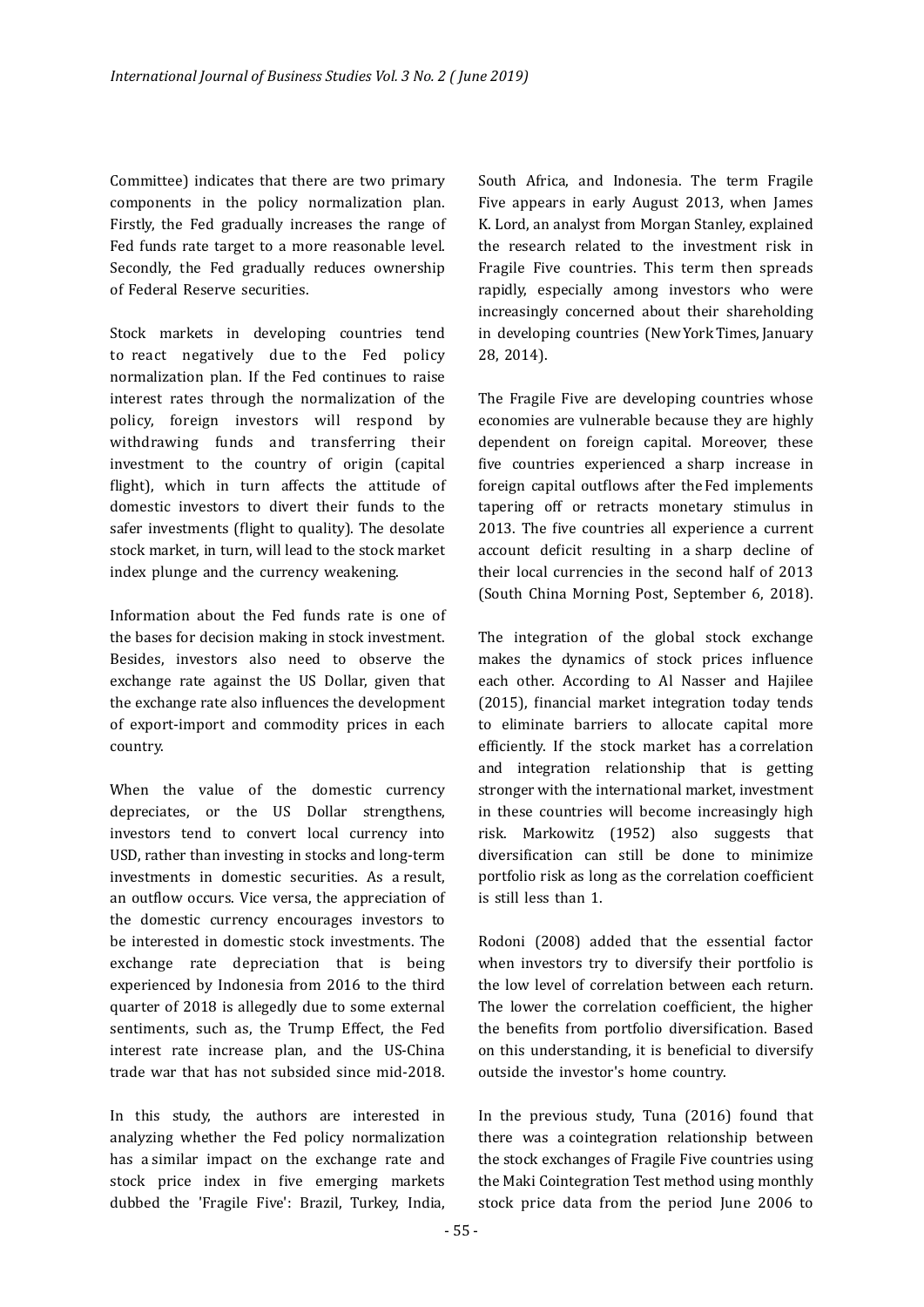Committee) indicates that there are two primary components in the policy normalization plan. Firstly, the Fed gradually increases the range of Fed funds rate target to a more reasonable level. Secondly, the Fed gradually reduces ownership of Federal Reserve securities.

Stock markets in developing countries tend to react negatively due to the Fed policy normalization plan. If the Fed continues to raise interest rates through the normalization of the policy, foreign investors will respond by withdrawing funds and transferring their investment to the country of origin (capital flight), which in turn affects the attitude of domestic investors to divert their funds to the safer investments (flight to quality). The desolate stock market, in turn, will lead to the stock market index plunge and the currency weakening.

Information about the Fed funds rate is one of the bases for decision making in stock investment. Besides, investors also need to observe the exchange rate against the US Dollar, given that the exchange rate also influences the development of export-import and commodity prices in each country.

When the value of the domestic currency depreciates, or the US Dollar strengthens, investors tend to convert local currency into USD, rather than investing in stocks and long-term investments in domestic securities. As a result, an outflow occurs. Vice versa, the appreciation of the domestic currency encourages investors to be interested in domestic stock investments. The exchange rate depreciation that is being experienced by Indonesia from 2016 to the third quarter of 2018 is allegedly due to some external sentiments, such as, the Trump Effect, the Fed interest rate increase plan, and the US-China trade war that has not subsided since mid-2018.

In this study, the authors are interested in analyzing whether the Fed policy normalization has a similar impact on the exchange rate and stock price index in five emerging markets dubbed the 'Fragile Five': Brazil, Turkey, India, South Africa, and Indonesia. The term Fragile Five appears in early August 2013, when James K. Lord, an analyst from Morgan Stanley, explained the research related to the investment risk in Fragile Five countries. This term then spreads rapidly, especially among investors who were increasingly concerned about their shareholding in developing countries (New York Times, January 28, 2014).

The Fragile Five are developing countries whose economies are vulnerable because they are highly dependent on foreign capital. Moreover, these five countries experienced a sharp increase in foreign capital outflows after the Fed implements tapering off or retracts monetary stimulus in 2013. The five countries all experience a current account deficit resulting in a sharp decline of their local currencies in the second half of 2013 (South China Morning Post, September 6, 2018).

The integration of the global stock exchange makes the dynamics of stock prices influence each other. According to Al Nasser and Hajilee (2015), financial market integration today tends to eliminate barriers to allocate capital more efficiently. If the stock market has a correlation and integration relationship that is getting stronger with the international market, investment in these countries will become increasingly high risk. Markowitz (1952) also suggests that diversification can still be done to minimize portfolio risk as long as the correlation coefficient is still less than 1.

Rodoni (2008) added that the essential factor when investors try to diversify their portfolio is the low level of correlation between each return. The lower the correlation coefficient, the higher the benefits from portfolio diversification. Based on this understanding, it is beneficial to diversify outside the investor's home country.

In the previous study, Tuna (2016) found that there was a cointegration relationship between the stock exchanges of Fragile Five countries using the Maki Cointegration Test method using monthly stock price data from the period June 2006 to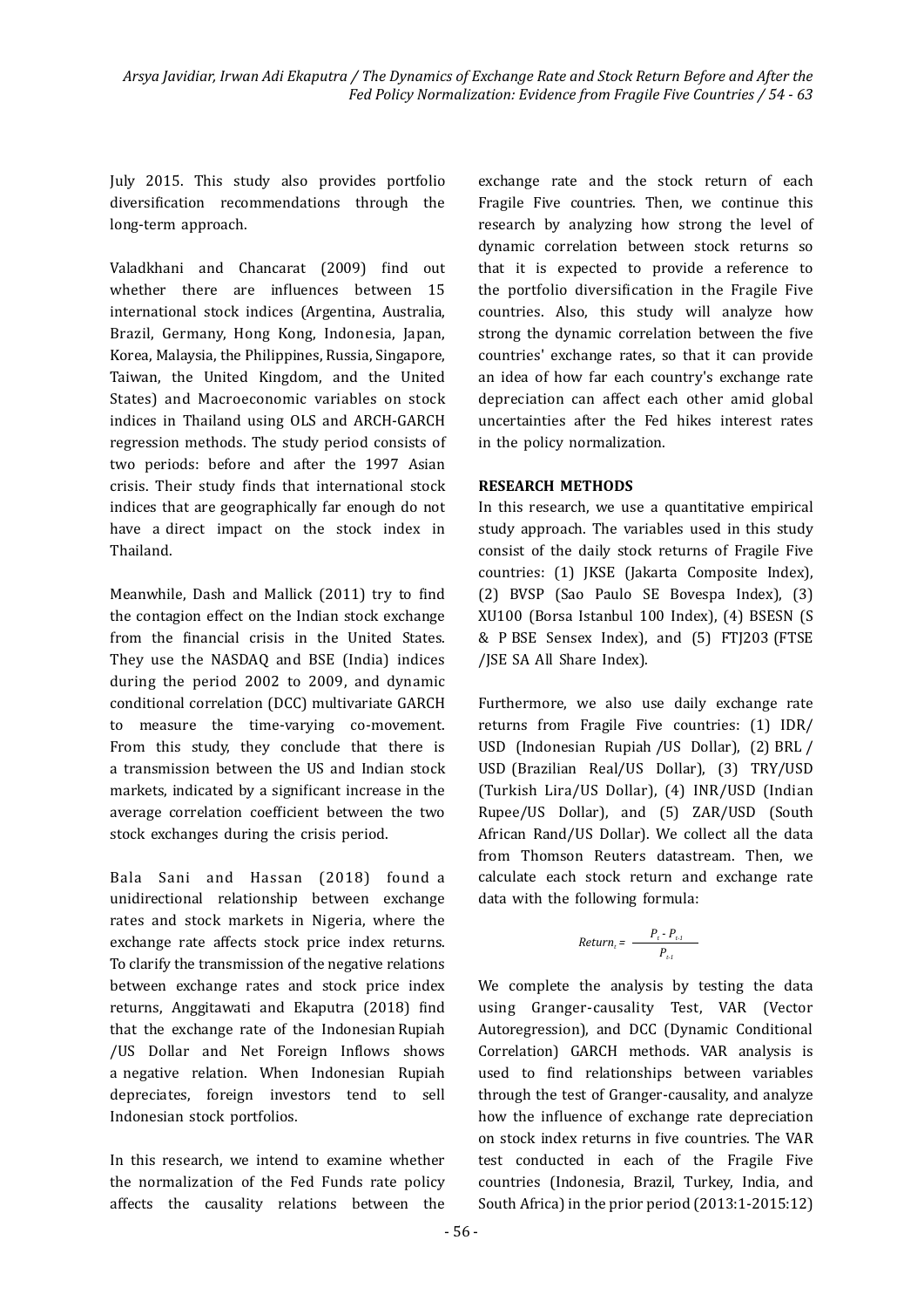July 2015. This study also provides portfolio diversification recommendations through the long-term approach.

Valadkhani and Chancarat (2009) find out whether there are influences between 15 international stock indices (Argentina, Australia, Brazil, Germany, Hong Kong, Indonesia, Japan, Korea, Malaysia, the Philippines, Russia, Singapore, Taiwan, the United Kingdom, and the United States) and Macroeconomic variables on stock indices in Thailand using OLS and ARCH-GARCH regression methods. The study period consists of two periods: before and after the 1997 Asian crisis. Their study finds that international stock indices that are geographically far enough do not have a direct impact on the stock index in Thailand.

Meanwhile, Dash and Mallick (2011) try to find the contagion effect on the Indian stock exchange from the financial crisis in the United States. They use the NASDAQ and BSE (India) indices during the period 2002 to 2009, and dynamic conditional correlation (DCC) multivariate GARCH to measure the time-varying co-movement. From this study, they conclude that there is a transmission between the US and Indian stock markets, indicated by a significant increase in the average correlation coefficient between the two stock exchanges during the crisis period.

Bala Sani and Hassan (2018) found a unidirectional relationship between exchange rates and stock markets in Nigeria, where the exchange rate affects stock price index returns. To clarify the transmission of the negative relations between exchange rates and stock price index returns, Anggitawati and Ekaputra (2018) find that the exchange rate of the Indonesian Rupiah /US Dollar and Net Foreign Inflows shows a negative relation. When Indonesian Rupiah depreciates, foreign investors tend to sell Indonesian stock portfolios.

In this research, we intend to examine whether the normalization of the Fed Funds rate policy affects the causality relations between the exchange rate and the stock return of each Fragile Five countries. Then, we continue this research by analyzing how strong the level of dynamic correlation between stock returns so that it is expected to provide a reference to the portfolio diversification in the Fragile Five countries. Also, this study will analyze how strong the dynamic correlation between the five countries' exchange rates, so that it can provide an idea of how far each country's exchange rate depreciation can affect each other amid global uncertainties after the Fed hikes interest rates in the policy normalization.

## RESEARCH METHODS

In this research, we use a quantitative empirical study approach. The variables used in this study consist of the daily stock returns of Fragile Five countries: (1) JKSE (Jakarta Composite Index), (2) BVSP (Sao Paulo SE Bovespa Index), (3) XU100 (Borsa Istanbul 100 Index), (4) BSESN (S & P BSE Sensex Index), and (5) FTJ203 (FTSE /JSE SA All Share Index).

Furthermore, we also use daily exchange rate returns from Fragile Five countries: (1) IDR/ USD (Indonesian Rupiah /US Dollar), (2) BRL / USD (Brazilian Real/US Dollar), (3) TRY/USD (Turkish Lira/US Dollar), (4) INR/USD (Indian Rupee/US Dollar), and (5) ZAR/USD (South African Rand/US Dollar). We collect all the data from Thomson Reuters datastream. Then, we calculate each stock return and exchange rate data with the following formula:

$$Return_t = \frac{P_t - P_{t-1}}{P_{t-1}}$$

We complete the analysis by testing the data using Granger-causality Test, VAR (Vector Autoregression), and DCC (Dynamic Conditional Correlation) GARCH methods. VAR analysis is used to find relationships between variables through the test of Granger-causality, and analyze how the influence of exchange rate depreciation on stock index returns in five countries. The VAR test conducted in each of the Fragile Five countries (Indonesia, Brazil, Turkey, India, and South Africa) in the prior period (2013:1-2015:12)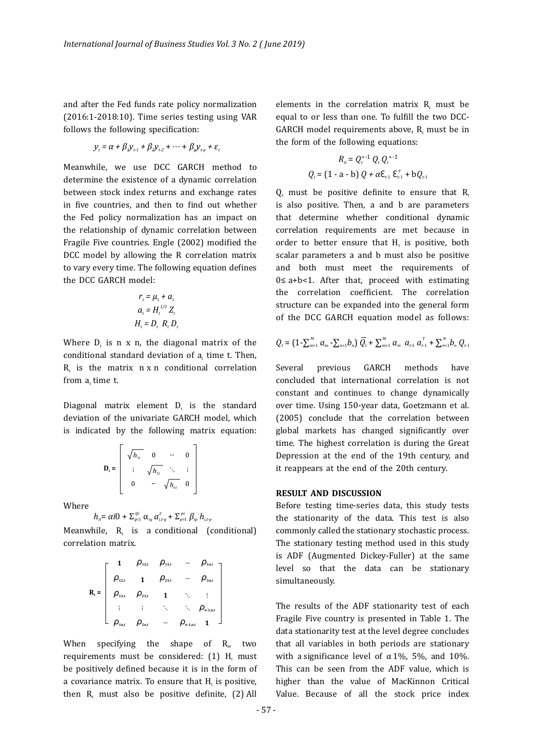and after the Fed funds rate policy normalization (2016:1-2018:10). Time series testing using VAR follows the following specification:

$$y_t = \alpha + \beta_1 y_{t-1} + \beta_2 y_{t-2} + \cdots + \beta_p y_{t-p} + \varepsilon_t$$

Meanwhile, we use DCC GARCH method to determine the existence of a dynamic correlation between stock index returns and exchange rates in five countries, and then to find out whether the Fed policy normalization has an impact on the relationship of dynamic correlation between Fragile Five countries. Engle (2002) modified the DCC model by allowing the R correlation matrix to vary every time. The following equation defines the DCC GARCH model:

$$r_t = \mu_t + a_t$$
$$a_t = H_t^{1/2} Z_t$$
$$H_t = D_t \; R_t \, D_t$$

Where $D_t$ is n x n, the diagonal matrix of the conditional standard deviation of $a_t$ time t. Then, $R_t$ is the matrix n x n conditional correlation from $a_t$ time t.

Diagonal matrix element $D_t$ is the standard deviation of the univariate GARCH model, which is indicated by the following matrix equation:

$$\mathbf{D}_t = \begin{bmatrix} \sqrt{h_{1t}} & 0 & \cdots & 0 \\ \vdots & \sqrt{h_{2t}} & \ddots & \vdots \\ 0 & \cdots & \sqrt{h_{nt}} & 0 \end{bmatrix}$$

Where

$$h_{it} = \alpha i0 + \Sigma_{q=1}^{Qi} \alpha_{iq} \, a_{i,t-q}^2 + \Sigma_{p=1}^{pi} \beta_{ip} \, h_{i,t-p}$$

Meanwhile, $R_t$ is a conditional (conditional) correlation matrix.

$$\mathbf{R}_t = \begin{bmatrix} 1 & \rho_{12,t} & \rho_{13,t} & \cdots & \rho_{1n,t} \\ \rho_{12,t} & 1 & \rho_{23,t} & \cdots & \rho_{2n,t} \\ \rho_{13,t} & \rho_{23,t} & 1 & \ddots & \vdots \\ \vdots & \vdots & \ddots & \ddots & \rho_{n-1,n,t} \\ \rho_{1n,t} & \rho_{2n,t} & \cdots & \rho_{n-1,n,t} & 1 \end{bmatrix}$$

When specifying the shape of $R_t$, two requirements must be considered: (1) $H_t$ must be positively defined because it is in the form of a covariance matrix. To ensure that $H_t$ is positive, then $R_t$ must also be positive definite, (2) All elements in the correlation matrix $R_t$ must be equal to or less than one. To fulfill the two DCC-GARCH model requirements above, $R_t$ must be in the form of the following equations:

$$R_{it} = Q_t^{*-1} \, Q_t \, Q_t^{*-1}$$
$$Q_t = (1 - a - b)\, Q + \alpha \varepsilon_{t-1} \, \varepsilon_{t-1}^T + bQ_{t-1}$$

$Q_t$ must be positive definite to ensure that $R_t$ is also positive. Then, a and b are parameters that determine whether conditional dynamic correlation requirements are met because in order to better ensure that $H_t$ is positive, both scalar parameters a and b must also be positive and both must meet the requirements of $0 \leq a+b<1$. After that, proceed with estimating the correlation coefficient. The correlation structure can be expanded into the general form of the DCC GARCH equation model as follows:

$$Q_t = (1 - \sum_{m=1}^{M} a_m - \sum_{n=1} b_n)\, \overline{Q}_t + \sum_{m=1}^{M} a_m \; a_{t-1} \, a_{t-1}^T + \sum_{n=1}^{N} b_n \, Q_{t-1}$$

Several previous GARCH methods have concluded that international correlation is not constant and continues to change dynamically over time. Using 150-year data, Goetzmann et al. (2005) conclude that the correlation between global markets has changed significantly over time. The highest correlation is during the Great Depression at the end of the 19th century, and it reappears at the end of the 20th century.

## RESULT AND DISCUSSION

Before testing time-series data, this study tests the stationarity of the data. This test is also commonly called the stationary stochastic process. The stationary testing method used in this study is ADF (Augmented Dickey-Fuller) at the same level so that the data can be stationary simultaneously.

The results of the ADF stationarity test of each Fragile Five country is presented in Table 1. The data stationarity test at the level degree concludes that all variables in both periods are stationary with a significance level of $\alpha$ 1%, 5%, and 10%. This can be seen from the ADF value, which is higher than the value of MacKinnon Critical Value. Because of all the stock price index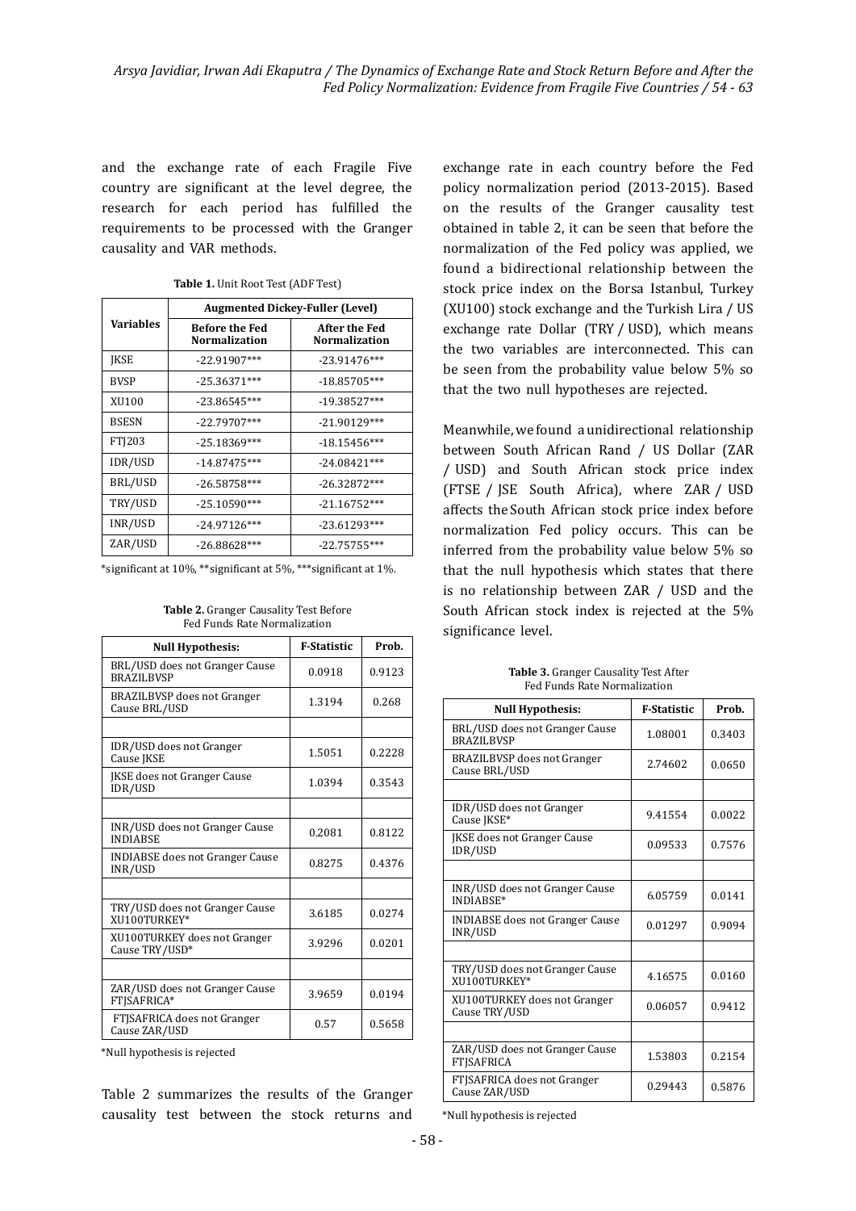and the exchange rate of each Fragile Five country are significant at the level degree, the research for each period has fulfilled the requirements to be processed with the Granger causality and VAR methods.

**Table 1.** Unit Root Test (ADF Test)

| Variables | Augmented Dickey-Fuller (Level) | |
|---|---|---|
| | Before the Fed Normalization | After the Fed Normalization |
| JKSE | -22.91907*** | -23.91476*** |
| BVSP | -25.36371*** | -18.85705*** |
| XU100 | -23.86545*** | -19.38527*** |
| BSESN | -22.79707*** | -21.90129*** |
| FTJ203 | -25.18369*** | -18.15456*** |
| IDR/USD | -14.87475*** | -24.08421*** |
| BRL/USD | -26.58758*** | -26.32872*** |
| TRY/USD | -25.10590*** | -21.16752*** |
| INR/USD | -24.97126*** | -23.61293*** |
| ZAR/USD | -26.88628*** | -22.75755*** |

*significant at 10%, **significant at 5%, ***significant at 1%.

**Table 2.** Granger Causality Test Before Fed Funds Rate Normalization

| Null Hypothesis: | F-Statistic | Prob. |
|---|---|---|
| BRL/USD does not Granger Cause BRAZILBVSP | 0.0918 | 0.9123 |
| BRAZILBVSP does not Granger Cause BRL/USD | 1.3194 | 0.268 |
| | | |
| IDR/USD does not Granger Cause JKSE | 1.5051 | 0.2228 |
| JKSE does not Granger Cause IDR/USD | 1.0394 | 0.3543 |
| | | |
| INR/USD does not Granger Cause INDIABSE | 0.2081 | 0.8122 |
| INDIABSE does not Granger Cause INR/USD | 0.8275 | 0.4376 |
| | | |
| TRY/USD does not Granger Cause XU100TURKEY* | 3.6185 | 0.0274 |
| XU100TURKEY does not Granger Cause TRY/USD* | 3.9296 | 0.0201 |
| | | |
| ZAR/USD does not Granger Cause FTJSAFRICA* | 3.9659 | 0.0194 |
| FTJSAFRICA does not Granger Cause ZAR/USD | 0.57 | 0.5658 |

*Null hypothesis is rejected

Table 2 summarizes the results of the Granger causality test between the stock returns and exchange rate in each country before the Fed policy normalization period (2013-2015). Based on the results of the Granger causality test obtained in table 2, it can be seen that before the normalization of the Fed policy was applied, we found a bidirectional relationship between the stock price index on the Borsa Istanbul, Turkey (XU100) stock exchange and the Turkish Lira / US exchange rate Dollar (TRY / USD), which means the two variables are interconnected. This can be seen from the probability value below 5% so that the two null hypotheses are rejected.

Meanwhile, we found a unidirectional relationship between South African Rand / US Dollar (ZAR / USD) and South African stock price index (FTSE / JSE South Africa), where ZAR / USD affects the South African stock price index before normalization Fed policy occurs. This can be inferred from the probability value below 5% so that the null hypothesis which states that there is no relationship between ZAR / USD and the South African stock index is rejected at the 5% significance level.

**Table 3.** Granger Causality Test After Fed Funds Rate Normalization

| Null Hypothesis: | F-Statistic | Prob. |
|---|---|---|
| BRL/USD does not Granger Cause BRAZILBVSP | 1.08001 | 0.3403 |
| BRAZILBVSP does not Granger Cause BRL/USD | 2.74602 | 0.0650 |
| | | |
| IDR/USD does not Granger Cause JKSE* | 9.41554 | 0.0022 |
| JKSE does not Granger Cause IDR/USD | 0.09533 | 0.7576 |
| | | |
| INR/USD does not Granger Cause INDIABSE* | 6.05759 | 0.0141 |
| INDIABSE does not Granger Cause INR/USD | 0.01297 | 0.9094 |
| | | |
| TRY/USD does not Granger Cause XU100TURKEY* | 4.16575 | 0.0160 |
| XU100TURKEY does not Granger Cause TRY/USD | 0.06057 | 0.9412 |
| | | |
| ZAR/USD does not Granger Cause FTJSAFRICA | 1.53803 | 0.2154 |
| FTJSAFRICA does not Granger Cause ZAR/USD | 0.29443 | 0.5876 |

*Null hypothesis is rejected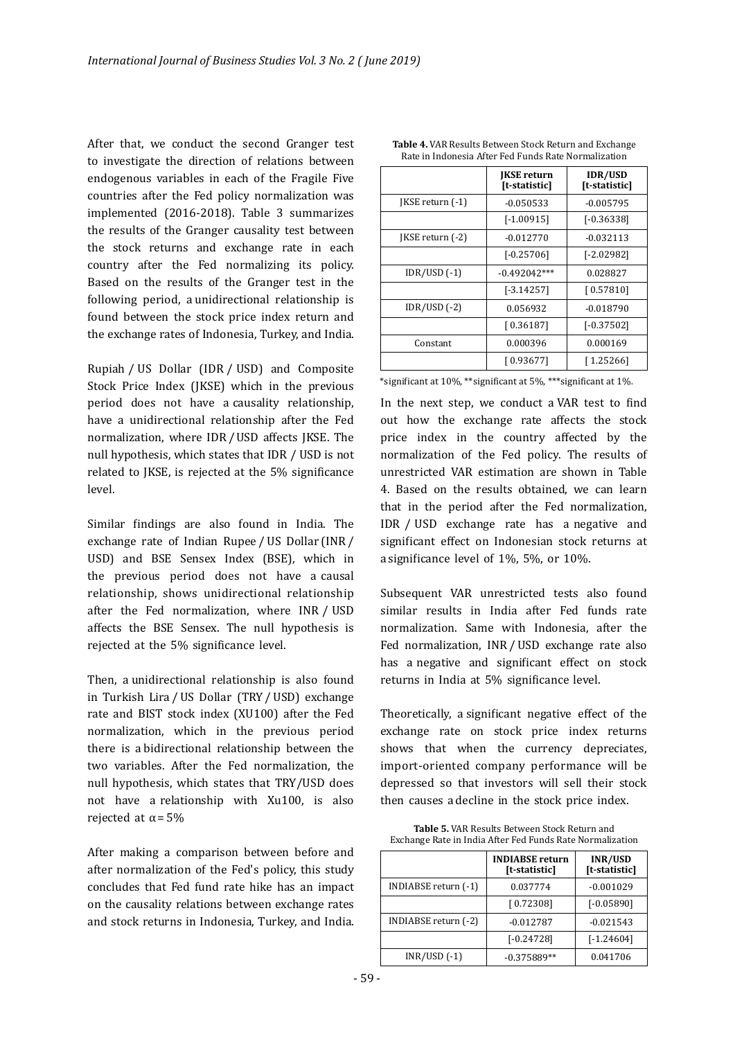After that, we conduct the second Granger test to investigate the direction of relations between endogenous variables in each of the Fragile Five countries after the Fed policy normalization was implemented (2016-2018). Table 3 summarizes the results of the Granger causality test between the stock returns and exchange rate in each country after the Fed normalizing its policy. Based on the results of the Granger test in the following period, a unidirectional relationship is found between the stock price index return and the exchange rates of Indonesia, Turkey, and India.

Rupiah / US Dollar (IDR / USD) and Composite Stock Price Index (JKSE) which in the previous period does not have a causality relationship, have a unidirectional relationship after the Fed normalization, where IDR / USD affects JKSE. The null hypothesis, which states that IDR / USD is not related to JKSE, is rejected at the 5% significance level.

Similar findings are also found in India. The exchange rate of Indian Rupee / US Dollar (INR / USD) and BSE Sensex Index (BSE), which in the previous period does not have a causal relationship, shows unidirectional relationship after the Fed normalization, where INR / USD affects the BSE Sensex. The null hypothesis is rejected at the 5% significance level.

Then, a unidirectional relationship is also found in Turkish Lira / US Dollar (TRY / USD) exchange rate and BIST stock index (XU100) after the Fed normalization, which in the previous period there is a bidirectional relationship between the two variables. After the Fed normalization, the null hypothesis, which states that TRY/USD does not have a relationship with Xu100, is also rejected at $\alpha = 5\%$

After making a comparison between before and after normalization of the Fed's policy, this study concludes that Fed fund rate hike has an impact on the causality relations between exchange rates and stock returns in Indonesia, Turkey, and India.

**Table 4.** VAR Results Between Stock Return and Exchange Rate in Indonesia After Fed Funds Rate Normalization

| | JKSE return [t-statistic] | IDR/USD [t-statistic] |
|---|---|---|
| JKSE return (-1) | -0.050533 | -0.005795 |
| | [-1.00915] | [-0.36338] |
| JKSE return (-2) | -0.012770 | -0.032113 |
| | [-0.25706] | [-2.02982] |
| IDR/USD (-1) | -0.492042*** | 0.028827 |
| | [-3.14257] | [ 0.57810] |
| IDR/USD (-2) | 0.056932 | -0.018790 |
| | [ 0.36187] | [-0.37502] |
| Constant | 0.000396 | 0.000169 |
| | [ 0.93677] | [ 1.25266] |

*significant at 10%, **significant at 5%, ***significant at 1%.

In the next step, we conduct a VAR test to find out how the exchange rate affects the stock price index in the country affected by the normalization of the Fed policy. The results of unrestricted VAR estimation are shown in Table 4. Based on the results obtained, we can learn that in the period after the Fed normalization, IDR / USD exchange rate has a negative and significant effect on Indonesian stock returns at a significance level of 1%, 5%, or 10%.

Subsequent VAR unrestricted tests also found similar results in India after Fed funds rate normalization. Same with Indonesia, after the Fed normalization, INR / USD exchange rate also has a negative and significant effect on stock returns in India at 5% significance level.

Theoretically, a significant negative effect of the exchange rate on stock price index returns shows that when the currency depreciates, import-oriented company performance will be depressed so that investors will sell their stock then causes a decline in the stock price index.

**Table 5.** VAR Results Between Stock Return and Exchange Rate in India After Fed Funds Rate Normalization

| | INDIABSE return [t-statistic] | INR/USD [t-statistic] |
|---|---|---|
| INDIABSE return (-1) | 0.037774 | -0.001029 |
| | [ 0.72308] | [-0.05890] |
| INDIABSE return (-2) | -0.012787 | -0.021543 |
| | [-0.24728] | [-1.24604] |
| INR/USD (-1) | -0.375889** | 0.041706 |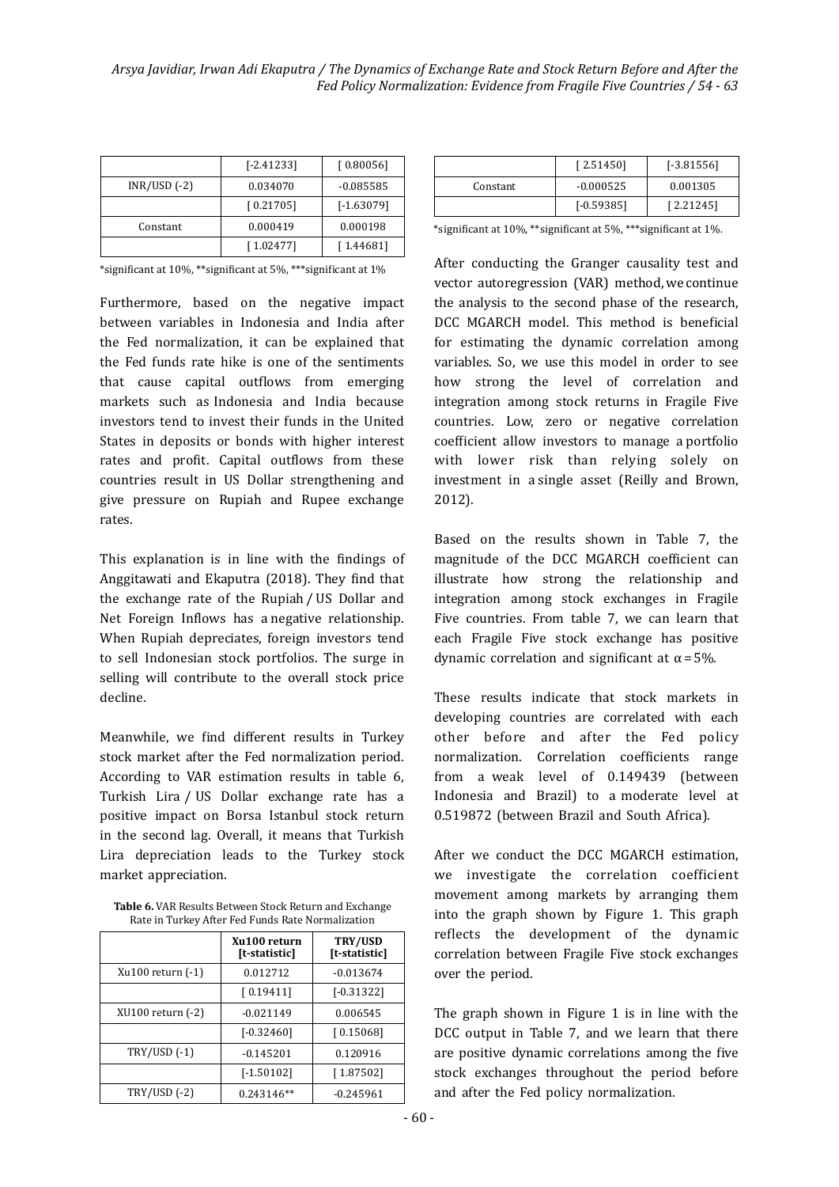| | [-2.41233] | [ 0.80056] |
|---|---|---|
| INR/USD (-2) | 0.034070 | -0.085585 |
| | [ 0.21705] | [-1.63079] |
| Constant | 0.000419 | 0.000198 |
| | [ 1.02477] | [ 1.44681] |

*significant at 10%, **significant at 5%, ***significant at 1%

Furthermore, based on the negative impact between variables in Indonesia and India after the Fed normalization, it can be explained that the Fed funds rate hike is one of the sentiments that cause capital outflows from emerging markets such as Indonesia and India because investors tend to invest their funds in the United States in deposits or bonds with higher interest rates and profit. Capital outflows from these countries result in US Dollar strengthening and give pressure on Rupiah and Rupee exchange rates.

This explanation is in line with the findings of Anggitawati and Ekaputra (2018). They find that the exchange rate of the Rupiah / US Dollar and Net Foreign Inflows has a negative relationship. When Rupiah depreciates, foreign investors tend to sell Indonesian stock portfolios. The surge in selling will contribute to the overall stock price decline.

Meanwhile, we find different results in Turkey stock market after the Fed normalization period. According to VAR estimation results in table 6, Turkish Lira / US Dollar exchange rate has a positive impact on Borsa Istanbul stock return in the second lag. Overall, it means that Turkish Lira depreciation leads to the Turkey stock market appreciation.

**Table 6.** VAR Results Between Stock Return and Exchange Rate in Turkey After Fed Funds Rate Normalization

| | Xu100 return [t-statistic] | TRY/USD [t-statistic] |
|---|---|---|
| Xu100 return (-1) | 0.012712 | -0.013674 |
| | [ 0.19411] | [-0.31322] |
| XU100 return (-2) | -0.021149 | 0.006545 |
| | [-0.32460] | [ 0.15068] |
| TRY/USD (-1) | -0.145201 | 0.120916 |
| | [-1.50102] | [ 1.87502] |
| TRY/USD (-2) | 0.243146** | -0.245961 |
| | [ 2.51450] | [-3.81556] |
| Constant | -0.000525 | 0.001305 |
| | [-0.59385] | [ 2.21245] |

*significant at 10%, **significant at 5%, ***significant at 1%.

After conducting the Granger causality test and vector autoregression (VAR) method, we continue the analysis to the second phase of the research, DCC MGARCH model. This method is beneficial for estimating the dynamic correlation among variables. So, we use this model in order to see how strong the level of correlation and integration among stock returns in Fragile Five countries. Low, zero or negative correlation coefficient allow investors to manage a portfolio with lower risk than relying solely on investment in a single asset (Reilly and Brown, 2012).

Based on the results shown in Table 7, the magnitude of the DCC MGARCH coefficient can illustrate how strong the relationship and integration among stock exchanges in Fragile Five countries. From table 7, we can learn that each Fragile Five stock exchange has positive dynamic correlation and significant at $\alpha = 5\%$.

These results indicate that stock markets in developing countries are correlated with each other before and after the Fed policy normalization. Correlation coefficients range from a weak level of 0.149439 (between Indonesia and Brazil) to a moderate level at 0.519872 (between Brazil and South Africa).

After we conduct the DCC MGARCH estimation, we investigate the correlation coefficient movement among markets by arranging them into the graph shown by Figure 1. This graph reflects the development of the dynamic correlation between Fragile Five stock exchanges over the period.

The graph shown in Figure 1 is in line with the DCC output in Table 7, and we learn that there are positive dynamic correlations among the five stock exchanges throughout the period before and after the Fed policy normalization.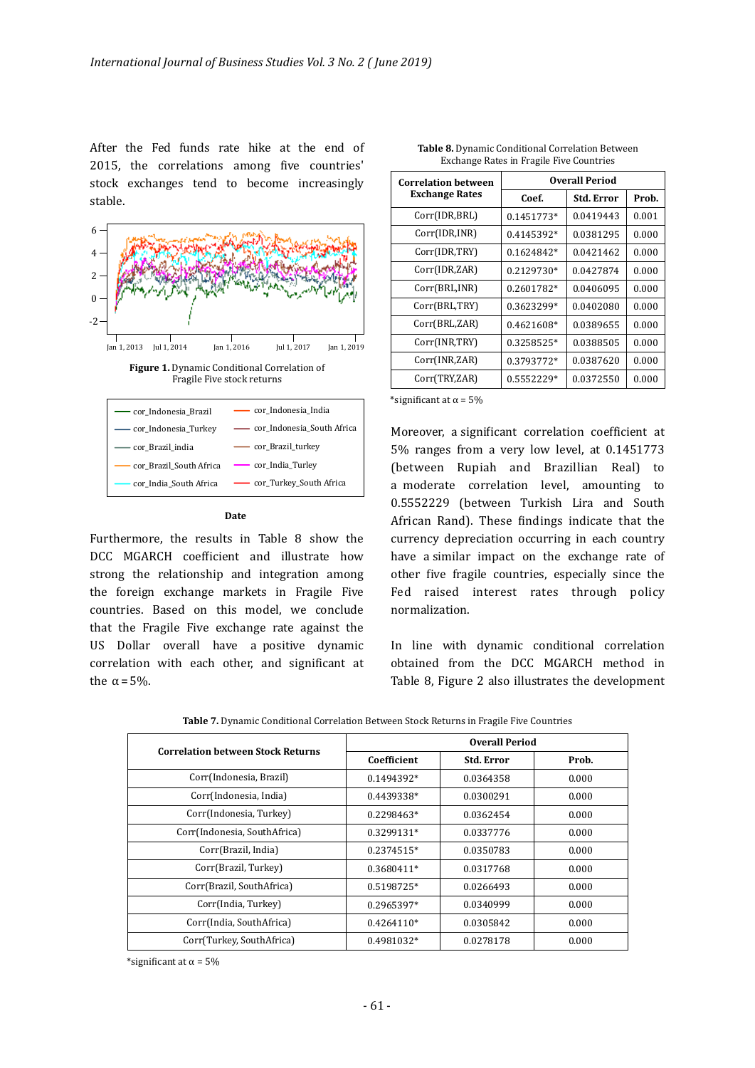After the Fed funds rate hike at the end of 2015, the correlations among five countries' stock exchanges tend to become increasingly stable.

**Figure 1.** Dynamic Conditional Correlation of Fragile Five stock returns

Furthermore, the results in Table 8 show the DCC MGARCH coefficient and illustrate how strong the relationship and integration among the foreign exchange markets in Fragile Five countries. Based on this model, we conclude that the Fragile Five exchange rate against the US Dollar overall have a positive dynamic correlation with each other, and significant at the α = 5%.

**Table 8.** Dynamic Conditional Correlation Between Exchange Rates in Fragile Five Countries

| Correlation between Exchange Rates | Overall Period | | |
|---|---|---|---|
| | Coef. | Std. Error | Prob. |
| Corr(IDR,BRL) | 0.1451773* | 0.0419443 | 0.001 |
| Corr(IDR,INR) | 0.4145392* | 0.0381295 | 0.000 |
| Corr(IDR,TRY) | 0.1624842* | 0.0421462 | 0.000 |
| Corr(IDR,ZAR) | 0.2129730* | 0.0427874 | 0.000 |
| Corr(BRL,INR) | 0.2601782* | 0.0406095 | 0.000 |
| Corr(BRL,TRY) | 0.3623299* | 0.0402080 | 0.000 |
| Corr(BRL,ZAR) | 0.4621608* | 0.0389655 | 0.000 |
| Corr(INR,TRY) | 0.3258525* | 0.0388505 | 0.000 |
| Corr(INR,ZAR) | 0.3793772* | 0.0387620 | 0.000 |
| Corr(TRY,ZAR) | 0.5552229* | 0.0372550 | 0.000 |

*significant at α = 5%

Moreover, a significant correlation coefficient at 5% ranges from a very low level, at 0.1451773 (between Rupiah and Brazillian Real) to a moderate correlation level, amounting to 0.5552229 (between Turkish Lira and South African Rand). These findings indicate that the currency depreciation occurring in each country have a similar impact on the exchange rate of other five fragile countries, especially since the Fed raised interest rates through policy normalization.

In line with dynamic conditional correlation obtained from the DCC MGARCH method in Table 8, Figure 2 also illustrates the development

**Table 7.** Dynamic Conditional Correlation Between Stock Returns in Fragile Five Countries

| Correlation between Stock Returns | Overall Period | | |
|---|---|---|---|
| | Coefficient | Std. Error | Prob. |
| Corr(Indonesia, Brazil) | 0.1494392* | 0.0364358 | 0.000 |
| Corr(Indonesia, India) | 0.4439338* | 0.0300291 | 0.000 |
| Corr(Indonesia, Turkey) | 0.2298463* | 0.0362454 | 0.000 |
| Corr(Indonesia, SouthAfrica) | 0.3299131* | 0.0337776 | 0.000 |
| Corr(Brazil, India) | 0.2374515* | 0.0350783 | 0.000 |
| Corr(Brazil, Turkey) | 0.3680411* | 0.0317768 | 0.000 |
| Corr(Brazil, SouthAfrica) | 0.5198725* | 0.0266493 | 0.000 |
| Corr(India, Turkey) | 0.2965397* | 0.0340999 | 0.000 |
| Corr(India, SouthAfrica) | 0.4264110* | 0.0305842 | 0.000 |
| Corr(Turkey, SouthAfrica) | 0.4981032* | 0.0278178 | 0.000 |

*significant at α = 5%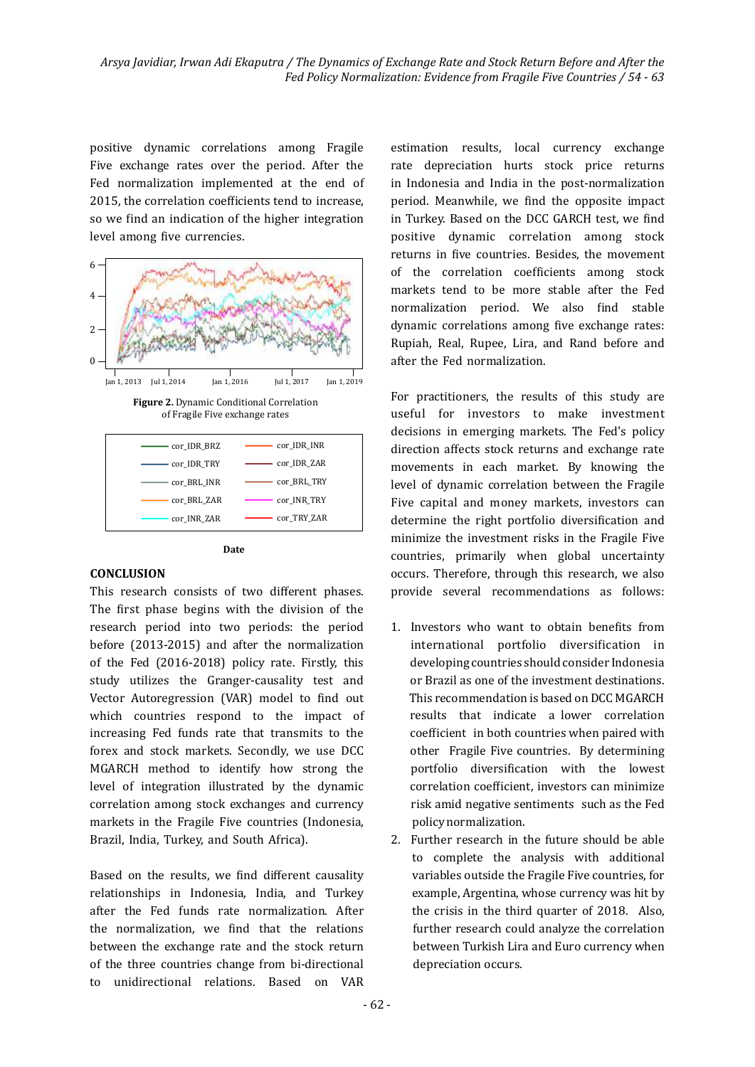positive dynamic correlations among Fragile Five exchange rates over the period. After the Fed normalization implemented at the end of 2015, the correlation coefficients tend to increase, so we find an indication of the higher integration level among five currencies.

**Figure 2.** Dynamic Conditional Correlation of Fragile Five exchange rates

## CONCLUSION

This research consists of two different phases. The first phase begins with the division of the research period into two periods: the period before (2013-2015) and after the normalization of the Fed (2016-2018) policy rate. Firstly, this study utilizes the Granger-causality test and Vector Autoregression (VAR) model to find out which countries respond to the impact of increasing Fed funds rate that transmits to the forex and stock markets. Secondly, we use DCC MGARCH method to identify how strong the level of integration illustrated by the dynamic correlation among stock exchanges and currency markets in the Fragile Five countries (Indonesia, Brazil, India, Turkey, and South Africa).

Based on the results, we find different causality relationships in Indonesia, India, and Turkey after the Fed funds rate normalization. After the normalization, we find that the relations between the exchange rate and the stock return of the three countries change from bi-directional to unidirectional relations. Based on VAR estimation results, local currency exchange rate depreciation hurts stock price returns in Indonesia and India in the post-normalization period. Meanwhile, we find the opposite impact in Turkey. Based on the DCC GARCH test, we find positive dynamic correlation among stock returns in five countries. Besides, the movement of the correlation coefficients among stock markets tend to be more stable after the Fed normalization period. We also find stable dynamic correlations among five exchange rates: Rupiah, Real, Rupee, Lira, and Rand before and after the Fed normalization.

For practitioners, the results of this study are useful for investors to make investment decisions in emerging markets. The Fed's policy direction affects stock returns and exchange rate movements in each market. By knowing the level of dynamic correlation between the Fragile Five capital and money markets, investors can determine the right portfolio diversification and minimize the investment risks in the Fragile Five countries, primarily when global uncertainty occurs. Therefore, through this research, we also provide several recommendations as follows:

1. Investors who want to obtain benefits from international portfolio diversification in developing countries should consider Indonesia or Brazil as one of the investment destinations. This recommendation is based on DCC MGARCH results that indicate a lower correlation coefficient in both countries when paired with other Fragile Five countries. By determining portfolio diversification with the lowest correlation coefficient, investors can minimize risk amid negative sentiments such as the Fed policy normalization.
2. Further research in the future should be able to complete the analysis with additional variables outside the Fragile Five countries, for example, Argentina, whose currency was hit by the crisis in the third quarter of 2018. Also, further research could analyze the correlation between Turkish Lira and Euro currency when depreciation occurs.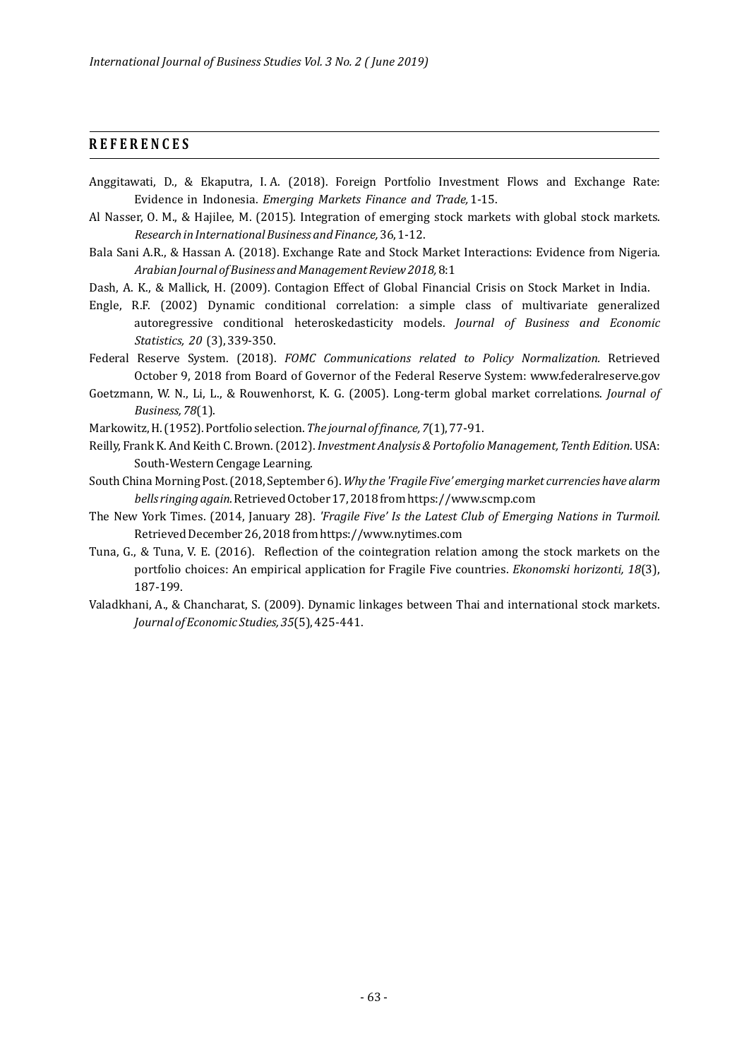## REFERENCES

Anggitawati, D., & Ekaputra, I. A. (2018). Foreign Portfolio Investment Flows and Exchange Rate: Evidence in Indonesia. *Emerging Markets Finance and Trade,* 1-15.

Al Nasser, O. M., & Hajilee, M. (2015). Integration of emerging stock markets with global stock markets. *Research in International Business and Finance,* 36, 1-12.

Bala Sani A.R., & Hassan A. (2018). Exchange Rate and Stock Market Interactions: Evidence from Nigeria. *Arabian Journal of Business and Management Review 2018,* 8:1

Dash, A. K., & Mallick, H. (2009). Contagion Effect of Global Financial Crisis on Stock Market in India.

Engle, R.F. (2002) Dynamic conditional correlation: a simple class of multivariate generalized autoregressive conditional heteroskedasticity models. *Journal of Business and Economic Statistics, 20* (3), 339-350.

Federal Reserve System. (2018). *FOMC Communications related to Policy Normalization.* Retrieved October 9, 2018 from Board of Governor of the Federal Reserve System: www.federalreserve.gov

Goetzmann, W. N., Li, L., & Rouwenhorst, K. G. (2005). Long-term global market correlations. *Journal of Business, 78*(1).

Markowitz, H. (1952). Portfolio selection. *The journal of finance, 7*(1), 77-91.

Reilly, Frank K. And Keith C. Brown. (2012). *Investment Analysis & Portofolio Management, Tenth Edition*. USA: South-Western Cengage Learning.

South China Morning Post. (2018, September 6). *Why the 'Fragile Five' emerging market currencies have alarm bells ringing again*. Retrieved October 17, 2018 from https://www.scmp.com

The New York Times. (2014, January 28). *'Fragile Five' Is the Latest Club of Emerging Nations in Turmoil.* Retrieved December 26, 2018 from https://www.nytimes.com

Tuna, G., & Tuna, V. E. (2016). Reflection of the cointegration relation among the stock markets on the portfolio choices: An empirical application for Fragile Five countries. *Ekonomski horizonti, 18*(3), 187-199.

Valadkhani, A., & Chancharat, S. (2009). Dynamic linkages between Thai and international stock markets. *Journal of Economic Studies, 35*(5), 425-441.